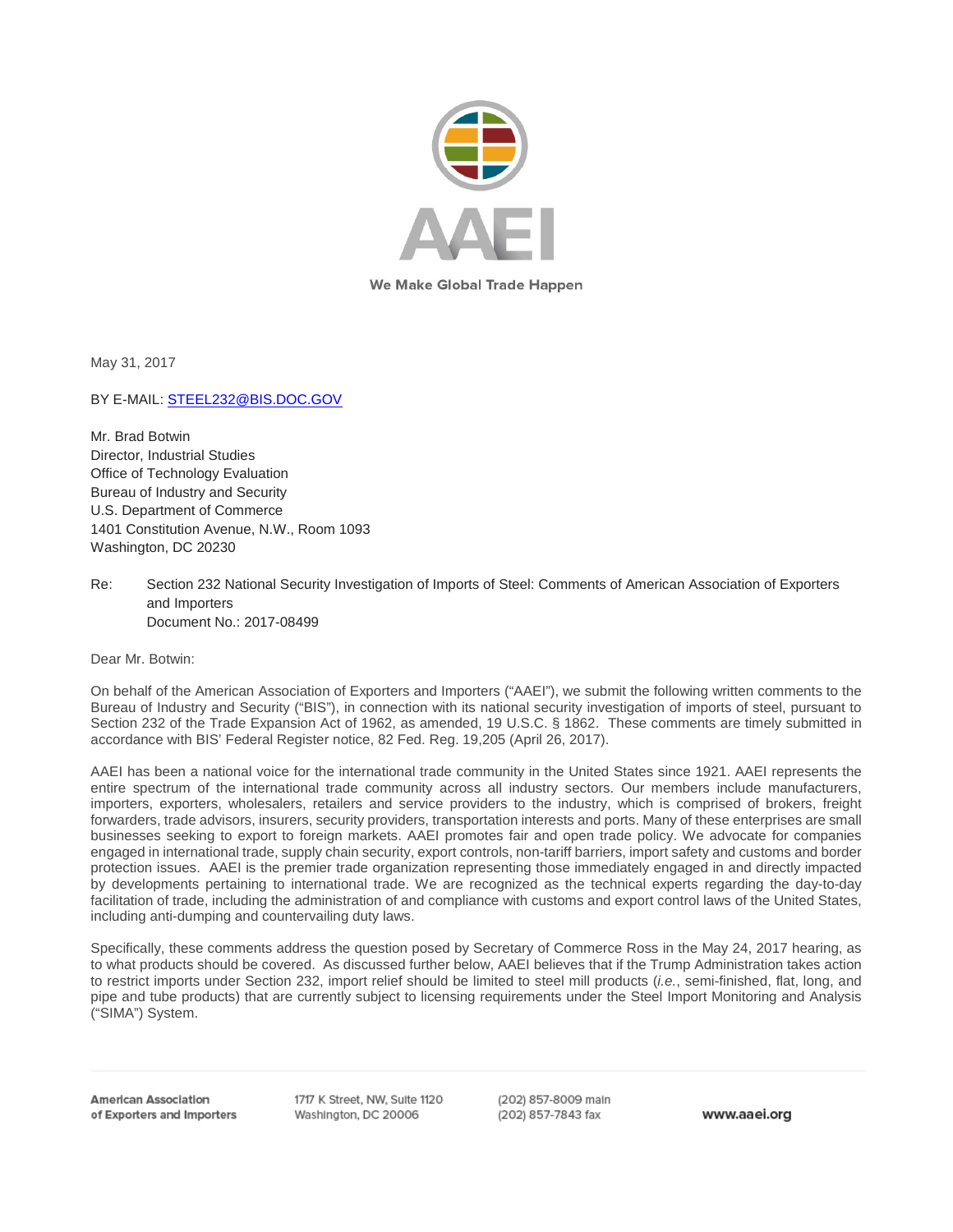AAEI

We Make Global Trade Happen

May 31, 2017

BY E-MAIL: STEEL232@BIS.DOC.GOV

Mr. Brad Botwin
Director, Industrial Studies
Office of Technology Evaluation
Bureau of Industry and Security
U.S. Department of Commerce
1401 Constitution Avenue, N.W., Room 1093
Washington, DC 20230

Re: Section 232 National Security Investigation of Imports of Steel: Comments of American Association of Exporters and Importers
Document No.: 2017-08499

Dear Mr. Botwin:

On behalf of the American Association of Exporters and Importers ("AAEI"), we submit the following written comments to the Bureau of Industry and Security ("BIS"), in connection with its national security investigation of imports of steel, pursuant to Section 232 of the Trade Expansion Act of 1962, as amended, 19 U.S.C. § 1862. These comments are timely submitted in accordance with BIS' Federal Register notice, 82 Fed. Reg. 19,205 (April 26, 2017).

AAEI has been a national voice for the international trade community in the United States since 1921. AAEI represents the entire spectrum of the international trade community across all industry sectors. Our members include manufacturers, importers, exporters, wholesalers, retailers and service providers to the industry, which is comprised of brokers, freight forwarders, trade advisors, insurers, security providers, transportation interests and ports. Many of these enterprises are small businesses seeking to export to foreign markets. AAEI promotes fair and open trade policy. We advocate for companies engaged in international trade, supply chain security, export controls, non-tariff barriers, import safety and customs and border protection issues. AAEI is the premier trade organization representing those immediately engaged in and directly impacted by developments pertaining to international trade. We are recognized as the technical experts regarding the day-to-day facilitation of trade, including the administration of and compliance with customs and export control laws of the United States, including anti-dumping and countervailing duty laws.

Specifically, these comments address the question posed by Secretary of Commerce Ross in the May 24, 2017 hearing, as to what products should be covered. As discussed further below, AAEI believes that if the Trump Administration takes action to restrict imports under Section 232, import relief should be limited to steel mill products (*i.e.*, semi-finished, flat, long, and pipe and tube products) that are currently subject to licensing requirements under the Steel Import Monitoring and Analysis ("SIMA") System.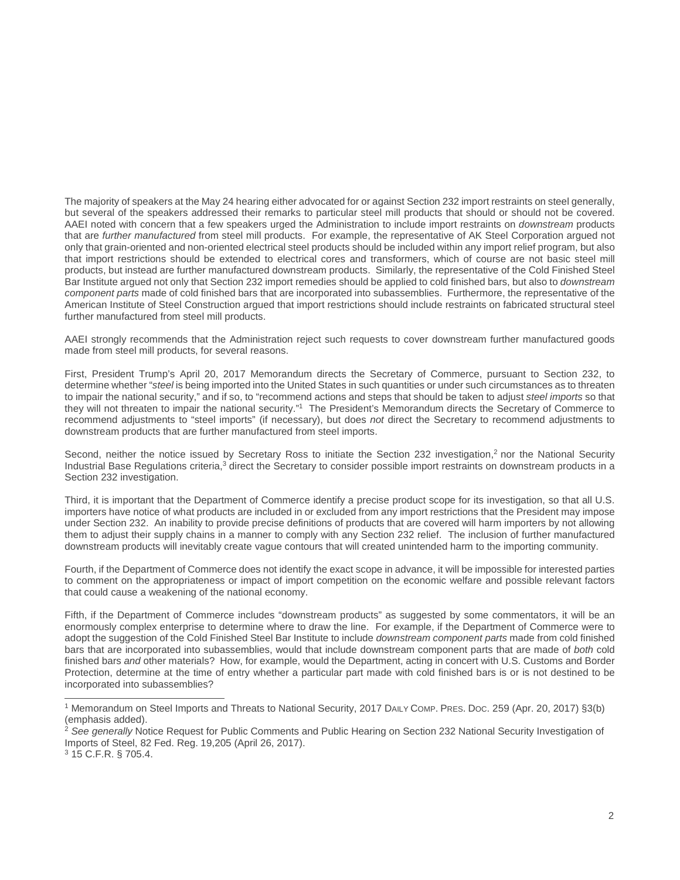The majority of speakers at the May 24 hearing either advocated for or against Section 232 import restraints on steel generally, but several of the speakers addressed their remarks to particular steel mill products that should or should not be covered. AAEI noted with concern that a few speakers urged the Administration to include import restraints on *downstream* products that are *further manufactured* from steel mill products. For example, the representative of AK Steel Corporation argued not only that grain-oriented and non-oriented electrical steel products should be included within any import relief program, but also that import restrictions should be extended to electrical cores and transformers, which of course are not basic steel mill products, but instead are further manufactured downstream products. Similarly, the representative of the Cold Finished Steel Bar Institute argued not only that Section 232 import remedies should be applied to cold finished bars, but also to *downstream component parts* made of cold finished bars that are incorporated into subassemblies. Furthermore, the representative of the American Institute of Steel Construction argued that import restrictions should include restraints on fabricated structural steel further manufactured from steel mill products.

AAEI strongly recommends that the Administration reject such requests to cover downstream further manufactured goods made from steel mill products, for several reasons.

First, President Trump's April 20, 2017 Memorandum directs the Secretary of Commerce, pursuant to Section 232, to determine whether "*steel* is being imported into the United States in such quantities or under such circumstances as to threaten to impair the national security," and if so, to "recommend actions and steps that should be taken to adjust *steel imports* so that they will not threaten to impair the national security."[1] The President's Memorandum directs the Secretary of Commerce to recommend adjustments to "steel imports" (if necessary), but does *not* direct the Secretary to recommend adjustments to downstream products that are further manufactured from steel imports.

Second, neither the notice issued by Secretary Ross to initiate the Section 232 investigation,[2] nor the National Security Industrial Base Regulations criteria,[3] direct the Secretary to consider possible import restraints on downstream products in a Section 232 investigation.

Third, it is important that the Department of Commerce identify a precise product scope for its investigation, so that all U.S. importers have notice of what products are included in or excluded from any import restrictions that the President may impose under Section 232. An inability to provide precise definitions of products that are covered will harm importers by not allowing them to adjust their supply chains in a manner to comply with any Section 232 relief. The inclusion of further manufactured downstream products will inevitably create vague contours that will created unintended harm to the importing community.

Fourth, if the Department of Commerce does not identify the exact scope in advance, it will be impossible for interested parties to comment on the appropriateness or impact of import competition on the economic welfare and possible relevant factors that could cause a weakening of the national economy.

Fifth, if the Department of Commerce includes "downstream products" as suggested by some commentators, it will be an enormously complex enterprise to determine where to draw the line. For example, if the Department of Commerce were to adopt the suggestion of the Cold Finished Steel Bar Institute to include *downstream component parts* made from cold finished bars that are incorporated into subassemblies, would that include downstream component parts that are made of *both* cold finished bars *and* other materials? How, for example, would the Department, acting in concert with U.S. Customs and Border Protection, determine at the time of entry whether a particular part made with cold finished bars is or is not destined to be incorporated into subassemblies?

---

[1] Memorandum on Steel Imports and Threats to National Security, 2017 DAILY COMP. PRES. DOC. 259 (Apr. 20, 2017) §3(b) (emphasis added).

[2] *See generally* Notice Request for Public Comments and Public Hearing on Section 232 National Security Investigation of Imports of Steel, 82 Fed. Reg. 19,205 (April 26, 2017).

[3] 15 C.F.R. § 705.4.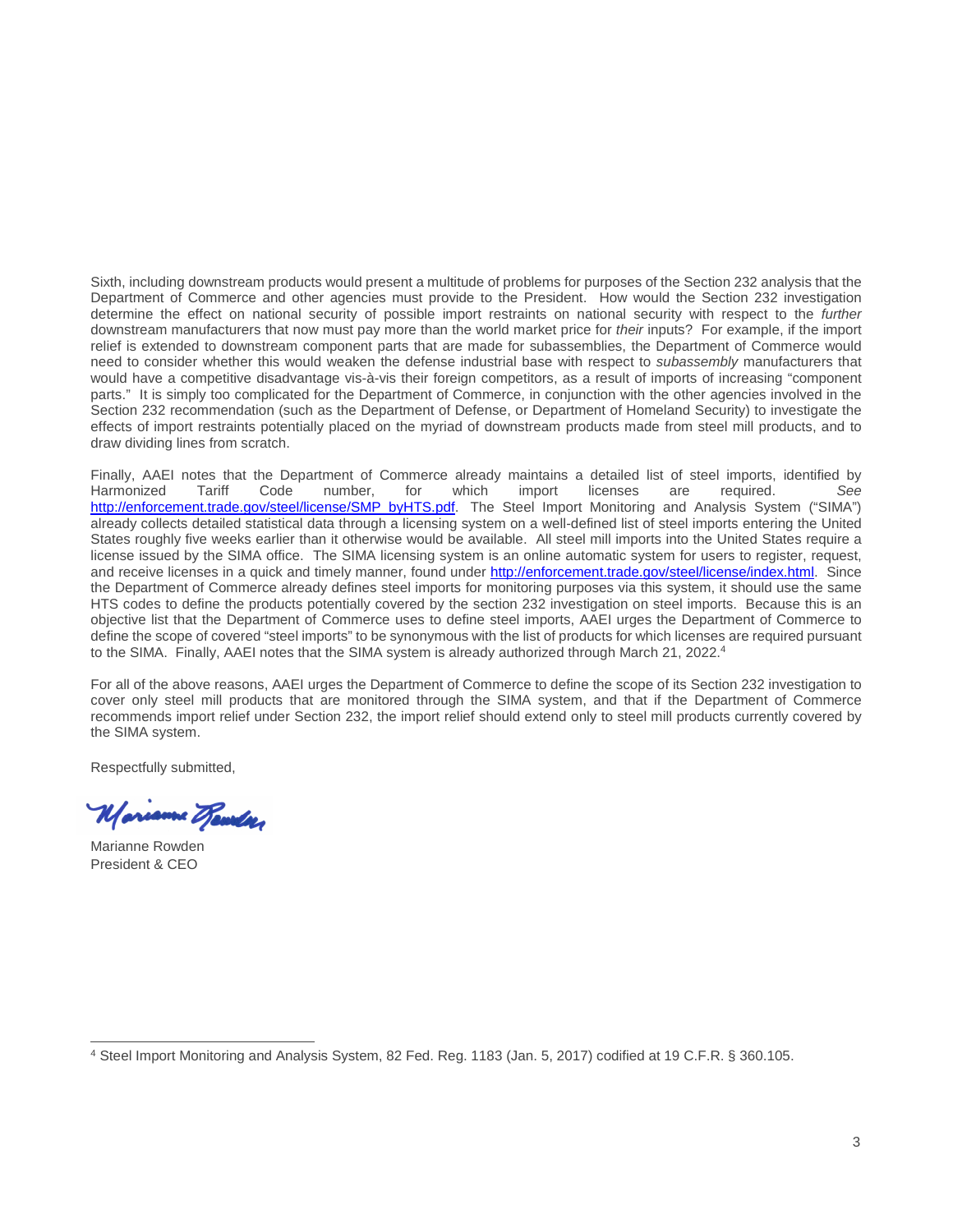Sixth, including downstream products would present a multitude of problems for purposes of the Section 232 analysis that the Department of Commerce and other agencies must provide to the President. How would the Section 232 investigation determine the effect on national security of possible import restraints on national security with respect to the *further* downstream manufacturers that now must pay more than the world market price for *their* inputs? For example, if the import relief is extended to downstream component parts that are made for subassemblies, the Department of Commerce would need to consider whether this would weaken the defense industrial base with respect to *subassembly* manufacturers that would have a competitive disadvantage vis-à-vis their foreign competitors, as a result of imports of increasing "component parts." It is simply too complicated for the Department of Commerce, in conjunction with the other agencies involved in the Section 232 recommendation (such as the Department of Defense, or Department of Homeland Security) to investigate the effects of import restraints potentially placed on the myriad of downstream products made from steel mill products, and to draw dividing lines from scratch.

Finally, AAEI notes that the Department of Commerce already maintains a detailed list of steel imports, identified by Harmonized Tariff Code number, for which import licenses are required. *See* http://enforcement.trade.gov/steel/license/SMP_byHTS.pdf. The Steel Import Monitoring and Analysis System ("SIMA") already collects detailed statistical data through a licensing system on a well-defined list of steel imports entering the United States roughly five weeks earlier than it otherwise would be available. All steel mill imports into the United States require a license issued by the SIMA office. The SIMA licensing system is an online automatic system for users to register, request, and receive licenses in a quick and timely manner, found under http://enforcement.trade.gov/steel/license/index.html. Since the Department of Commerce already defines steel imports for monitoring purposes via this system, it should use the same HTS codes to define the products potentially covered by the section 232 investigation on steel imports. Because this is an objective list that the Department of Commerce uses to define steel imports, AAEI urges the Department of Commerce to define the scope of covered "steel imports" to be synonymous with the list of products for which licenses are required pursuant to the SIMA. Finally, AAEI notes that the SIMA system is already authorized through March 21, 2022.[4]

For all of the above reasons, AAEI urges the Department of Commerce to define the scope of its Section 232 investigation to cover only steel mill products that are monitored through the SIMA system, and that if the Department of Commerce recommends import relief under Section 232, the import relief should extend only to steel mill products currently covered by the SIMA system.

Respectfully submitted,

Marianne Rowden
President & CEO

---

[4] Steel Import Monitoring and Analysis System, 82 Fed. Reg. 1183 (Jan. 5, 2017) codified at 19 C.F.R. § 360.105.